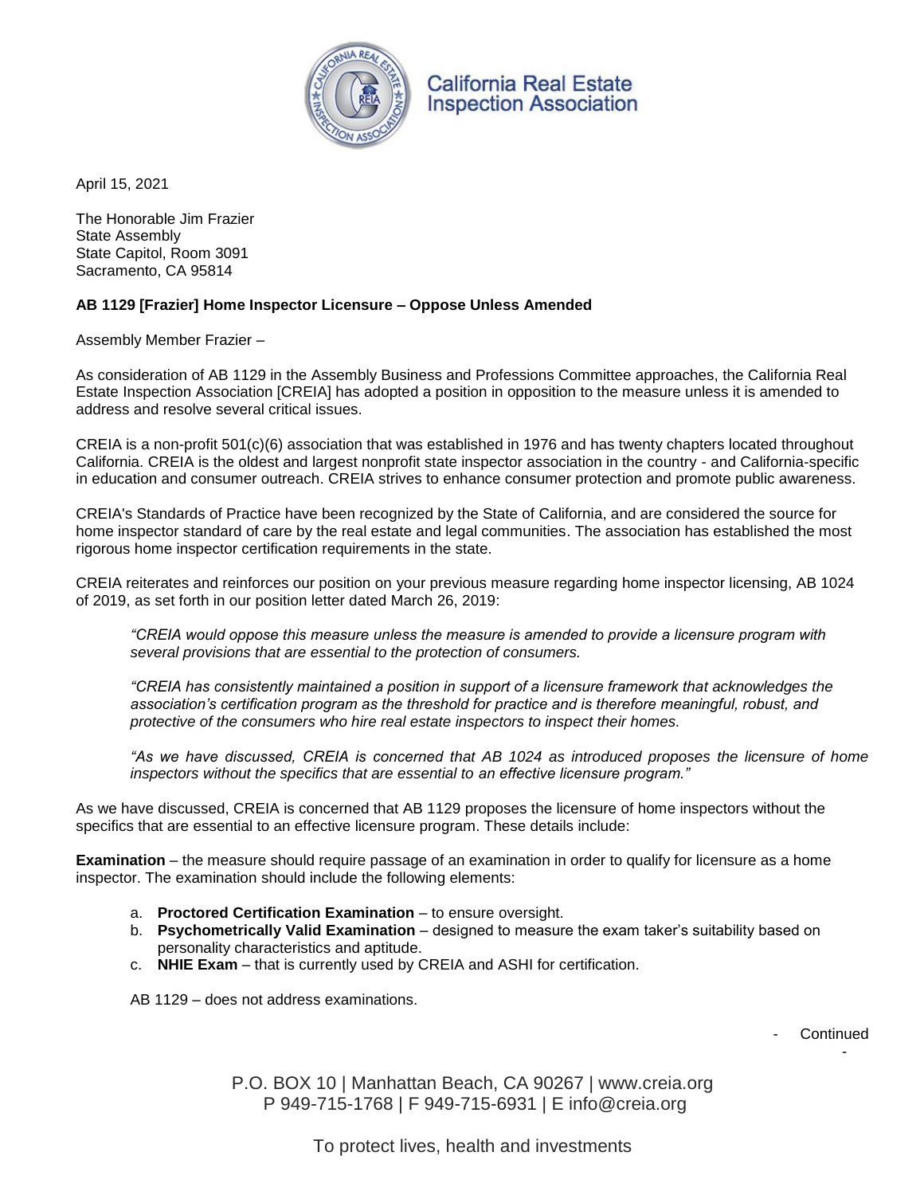California Real Estate Inspection Association

April 15, 2021

The Honorable Jim Frazier
State Assembly
State Capitol, Room 3091
Sacramento, CA 95814

**AB 1129 [Frazier] Home Inspector Licensure – Oppose Unless Amended**

Assembly Member Frazier –

As consideration of AB 1129 in the Assembly Business and Professions Committee approaches, the California Real Estate Inspection Association [CREIA] has adopted a position in opposition to the measure unless it is amended to address and resolve several critical issues.

CREIA is a non-profit 501(c)(6) association that was established in 1976 and has twenty chapters located throughout California. CREIA is the oldest and largest nonprofit state inspector association in the country - and California-specific in education and consumer outreach. CREIA strives to enhance consumer protection and promote public awareness.

CREIA's Standards of Practice have been recognized by the State of California, and are considered the source for home inspector standard of care by the real estate and legal communities. The association has established the most rigorous home inspector certification requirements in the state.

CREIA reiterates and reinforces our position on your previous measure regarding home inspector licensing, AB 1024 of 2019, as set forth in our position letter dated March 26, 2019:

> *"CREIA would oppose this measure unless the measure is amended to provide a licensure program with several provisions that are essential to the protection of consumers.*
>
> *"CREIA has consistently maintained a position in support of a licensure framework that acknowledges the association's certification program as the threshold for practice and is therefore meaningful, robust, and protective of the consumers who hire real estate inspectors to inspect their homes.*
>
> *"As we have discussed, CREIA is concerned that AB 1024 as introduced proposes the licensure of home inspectors without the specifics that are essential to an effective licensure program."*

As we have discussed, CREIA is concerned that AB 1129 proposes the licensure of home inspectors without the specifics that are essential to an effective licensure program. These details include:

**Examination** – the measure should require passage of an examination in order to qualify for licensure as a home inspector. The examination should include the following elements:

a. **Proctored Certification Examination** – to ensure oversight.
b. **Psychometrically Valid Examination** – designed to measure the exam taker's suitability based on personality characteristics and aptitude.
c. **NHIE Exam** – that is currently used by CREIA and ASHI for certification.

AB 1129 – does not address examinations.

\- Continued -

P.O. BOX 10 | Manhattan Beach, CA 90267 | www.creia.org
P 949-715-1768 | F 949-715-6931 | E info@creia.org

To protect lives, health and investments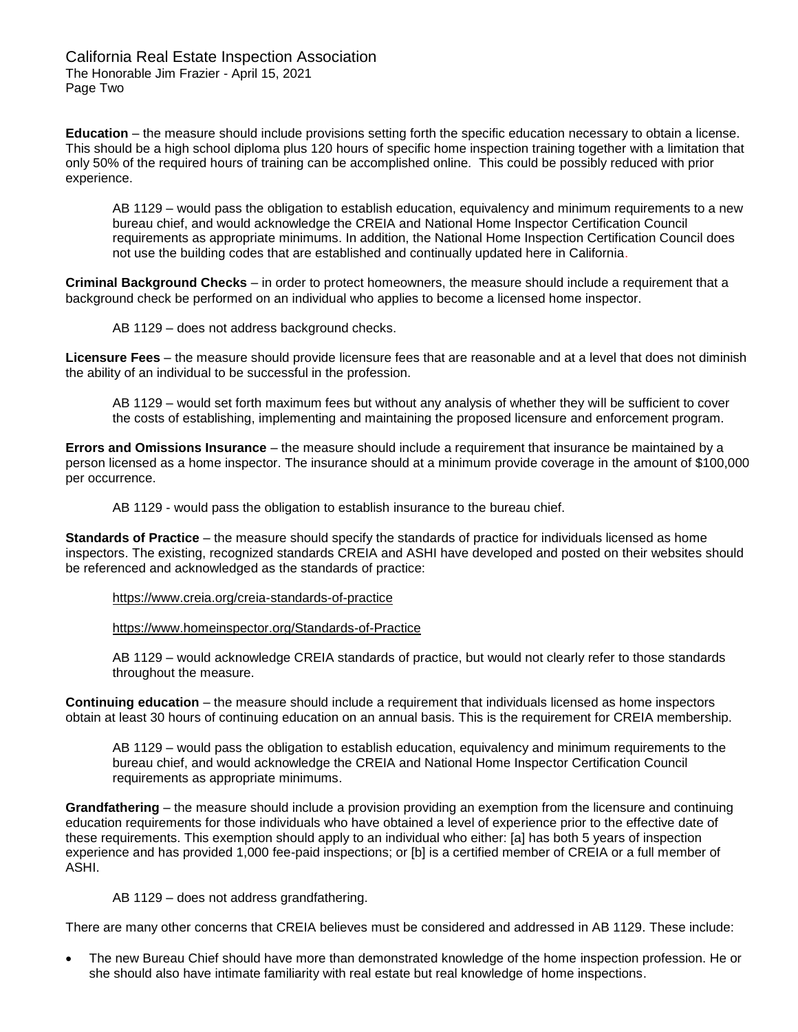**Education** – the measure should include provisions setting forth the specific education necessary to obtain a license. This should be a high school diploma plus 120 hours of specific home inspection training together with a limitation that only 50% of the required hours of training can be accomplished online. This could be possibly reduced with prior experience.

> AB 1129 – would pass the obligation to establish education, equivalency and minimum requirements to a new bureau chief, and would acknowledge the CREIA and National Home Inspector Certification Council requirements as appropriate minimums. In addition, the National Home Inspection Certification Council does not use the building codes that are established and continually updated here in California.

**Criminal Background Checks** – in order to protect homeowners, the measure should include a requirement that a background check be performed on an individual who applies to become a licensed home inspector.

> AB 1129 – does not address background checks.

**Licensure Fees** – the measure should provide licensure fees that are reasonable and at a level that does not diminish the ability of an individual to be successful in the profession.

> AB 1129 – would set forth maximum fees but without any analysis of whether they will be sufficient to cover the costs of establishing, implementing and maintaining the proposed licensure and enforcement program.

**Errors and Omissions Insurance** – the measure should include a requirement that insurance be maintained by a person licensed as a home inspector. The insurance should at a minimum provide coverage in the amount of $100,000 per occurrence.

> AB 1129 - would pass the obligation to establish insurance to the bureau chief.

**Standards of Practice** – the measure should specify the standards of practice for individuals licensed as home inspectors. The existing, recognized standards CREIA and ASHI have developed and posted on their websites should be referenced and acknowledged as the standards of practice:

> https://www.creia.org/creia-standards-of-practice
>
> https://www.homeinspector.org/Standards-of-Practice
>
> AB 1129 – would acknowledge CREIA standards of practice, but would not clearly refer to those standards throughout the measure.

**Continuing education** – the measure should include a requirement that individuals licensed as home inspectors obtain at least 30 hours of continuing education on an annual basis. This is the requirement for CREIA membership.

> AB 1129 – would pass the obligation to establish education, equivalency and minimum requirements to the bureau chief, and would acknowledge the CREIA and National Home Inspector Certification Council requirements as appropriate minimums.

**Grandfathering** – the measure should include a provision providing an exemption from the licensure and continuing education requirements for those individuals who have obtained a level of experience prior to the effective date of these requirements. This exemption should apply to an individual who either: [a] has both 5 years of inspection experience and has provided 1,000 fee-paid inspections; or [b] is a certified member of CREIA or a full member of ASHI.

> AB 1129 – does not address grandfathering.

There are many other concerns that CREIA believes must be considered and addressed in AB 1129. These include:

- The new Bureau Chief should have more than demonstrated knowledge of the home inspection profession. He or she should also have intimate familiarity with real estate but real knowledge of home inspections.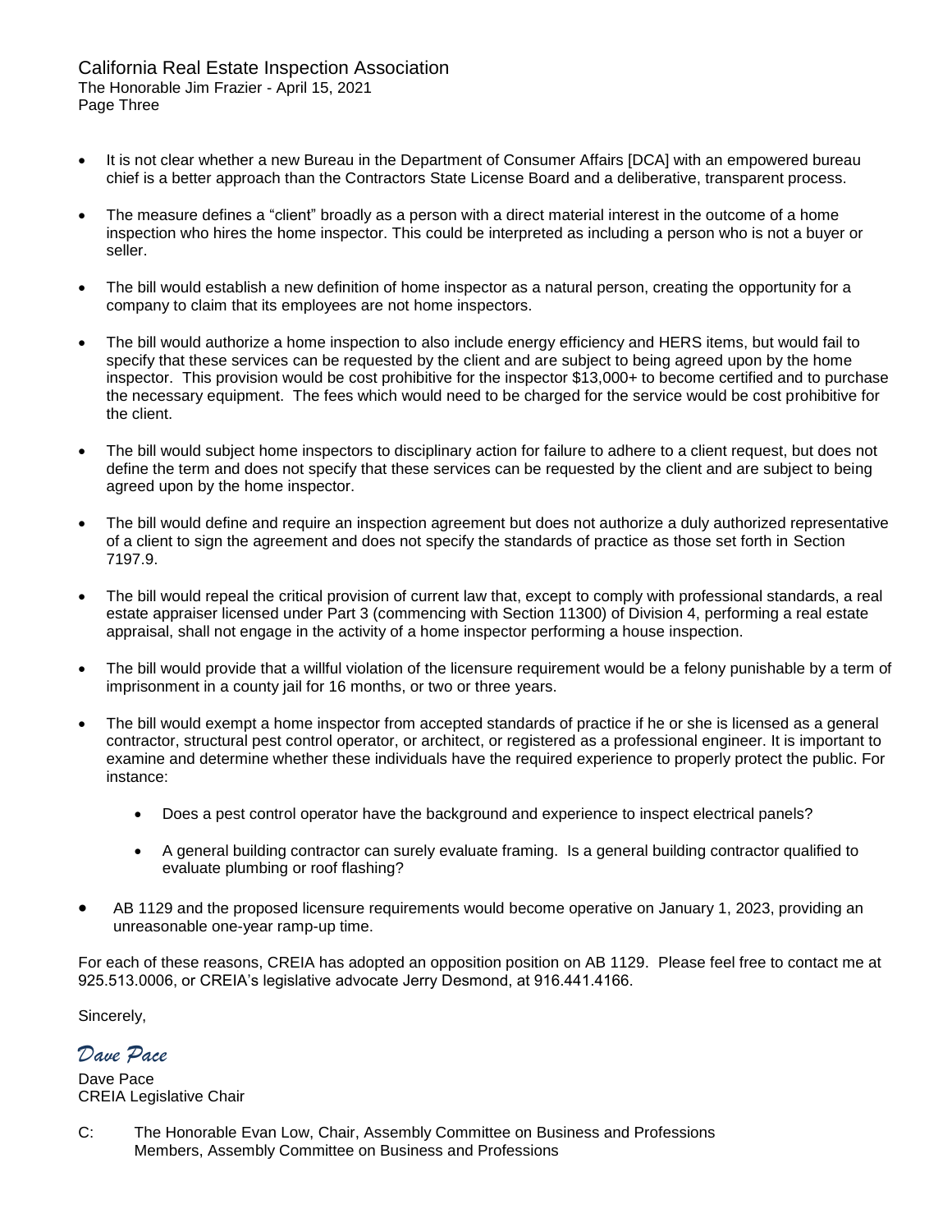- It is not clear whether a new Bureau in the Department of Consumer Affairs [DCA] with an empowered bureau chief is a better approach than the Contractors State License Board and a deliberative, transparent process.

- The measure defines a "client" broadly as a person with a direct material interest in the outcome of a home inspection who hires the home inspector. This could be interpreted as including a person who is not a buyer or seller.

- The bill would establish a new definition of home inspector as a natural person, creating the opportunity for a company to claim that its employees are not home inspectors.

- The bill would authorize a home inspection to also include energy efficiency and HERS items, but would fail to specify that these services can be requested by the client and are subject to being agreed upon by the home inspector. This provision would be cost prohibitive for the inspector $13,000+ to become certified and to purchase the necessary equipment. The fees which would need to be charged for the service would be cost prohibitive for the client.

- The bill would subject home inspectors to disciplinary action for failure to adhere to a client request, but does not define the term and does not specify that these services can be requested by the client and are subject to being agreed upon by the home inspector.

- The bill would define and require an inspection agreement but does not authorize a duly authorized representative of a client to sign the agreement and does not specify the standards of practice as those set forth in Section 7197.9.

- The bill would repeal the critical provision of current law that, except to comply with professional standards, a real estate appraiser licensed under Part 3 (commencing with Section 11300) of Division 4, performing a real estate appraisal, shall not engage in the activity of a home inspector performing a house inspection.

- The bill would provide that a willful violation of the licensure requirement would be a felony punishable by a term of imprisonment in a county jail for 16 months, or two or three years.

- The bill would exempt a home inspector from accepted standards of practice if he or she is licensed as a general contractor, structural pest control operator, or architect, or registered as a professional engineer. It is important to examine and determine whether these individuals have the required experience to properly protect the public. For instance:

    - Does a pest control operator have the background and experience to inspect electrical panels?

    - A general building contractor can surely evaluate framing. Is a general building contractor qualified to evaluate plumbing or roof flashing?

- AB 1129 and the proposed licensure requirements would become operative on January 1, 2023, providing an unreasonable one-year ramp-up time.

For each of these reasons, CREIA has adopted an opposition position on AB 1129. Please feel free to contact me at 925.513.0006, or CREIA's legislative advocate Jerry Desmond, at 916.441.4166.

Sincerely,

*Dave Pace*

Dave Pace
CREIA Legislative Chair

C: The Honorable Evan Low, Chair, Assembly Committee on Business and Professions
Members, Assembly Committee on Business and Professions